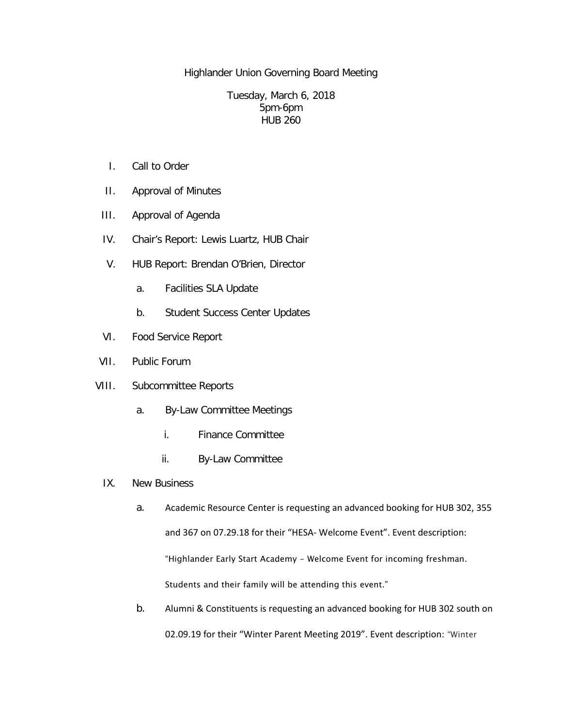# Highlander Union Governing Board Meeting

Tuesday, March 6, 2018
5pm-6pm
HUB 260

I. Call to Order

II. Approval of Minutes

III. Approval of Agenda

IV. Chair's Report: Lewis Luartz, HUB Chair

V. HUB Report: Brendan O'Brien, Director

   a. Facilities SLA Update

   b. Student Success Center Updates

VI. Food Service Report

VII. Public Forum

VIII. Subcommittee Reports

   a. By-Law Committee Meetings

      i. Finance Committee

      ii. By-Law Committee

IX. New Business

   a. Academic Resource Center is requesting an advanced booking for HUB 302, 355 and 367 on 07.29.18 for their "HESA- Welcome Event". Event description: "Highlander Early Start Academy - Welcome Event for incoming freshman. Students and their family will be attending this event."

   b. Alumni & Constituents is requesting an advanced booking for HUB 302 south on 02.09.19 for their "Winter Parent Meeting 2019". Event description: "Winter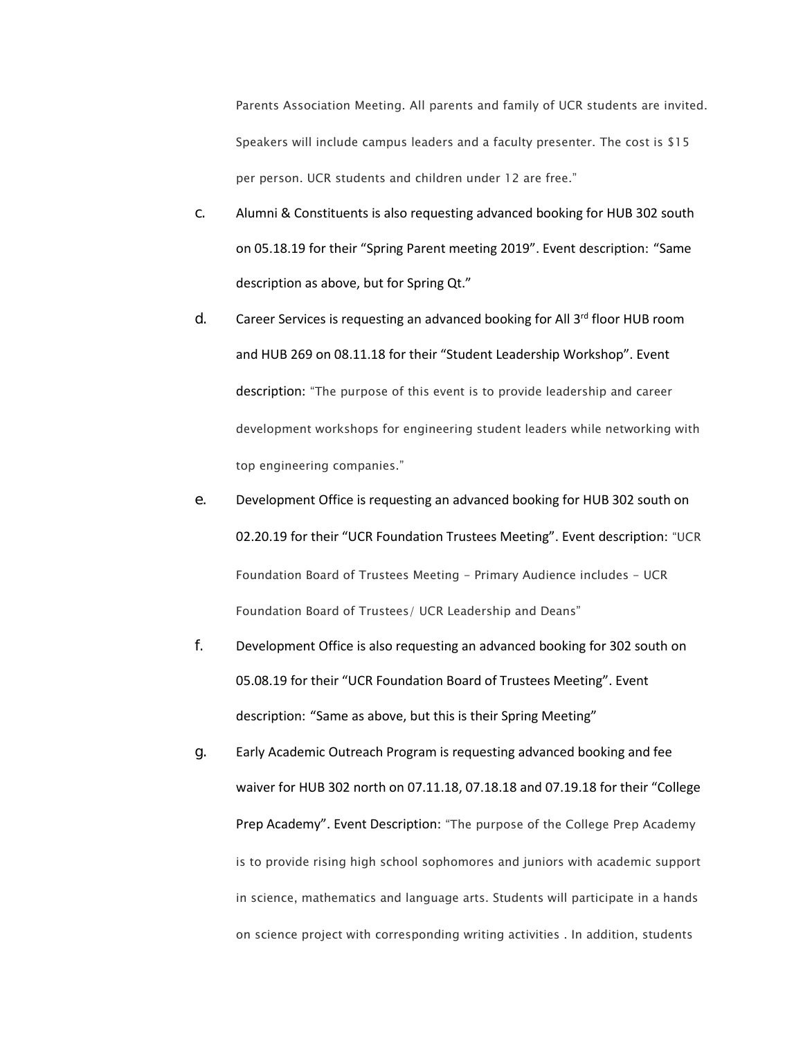Parents Association Meeting. All parents and family of UCR students are invited. Speakers will include campus leaders and a faculty presenter. The cost is $15 per person. UCR students and children under 12 are free."

c. Alumni & Constituents is also requesting advanced booking for HUB 302 south on 05.18.19 for their "Spring Parent meeting 2019". Event description: "Same description as above, but for Spring Qt."

d. Career Services is requesting an advanced booking for All 3rd floor HUB room and HUB 269 on 08.11.18 for their "Student Leadership Workshop". Event description: "The purpose of this event is to provide leadership and career development workshops for engineering student leaders while networking with top engineering companies."

e. Development Office is requesting an advanced booking for HUB 302 south on 02.20.19 for their "UCR Foundation Trustees Meeting". Event description: "UCR Foundation Board of Trustees Meeting - Primary Audience includes - UCR Foundation Board of Trustees/ UCR Leadership and Deans"

f. Development Office is also requesting an advanced booking for 302 south on 05.08.19 for their "UCR Foundation Board of Trustees Meeting". Event description: "Same as above, but this is their Spring Meeting"

g. Early Academic Outreach Program is requesting advanced booking and fee waiver for HUB 302 north on 07.11.18, 07.18.18 and 07.19.18 for their "College Prep Academy". Event Description: "The purpose of the College Prep Academy is to provide rising high school sophomores and juniors with academic support in science, mathematics and language arts. Students will participate in a hands on science project with corresponding writing activities . In addition, students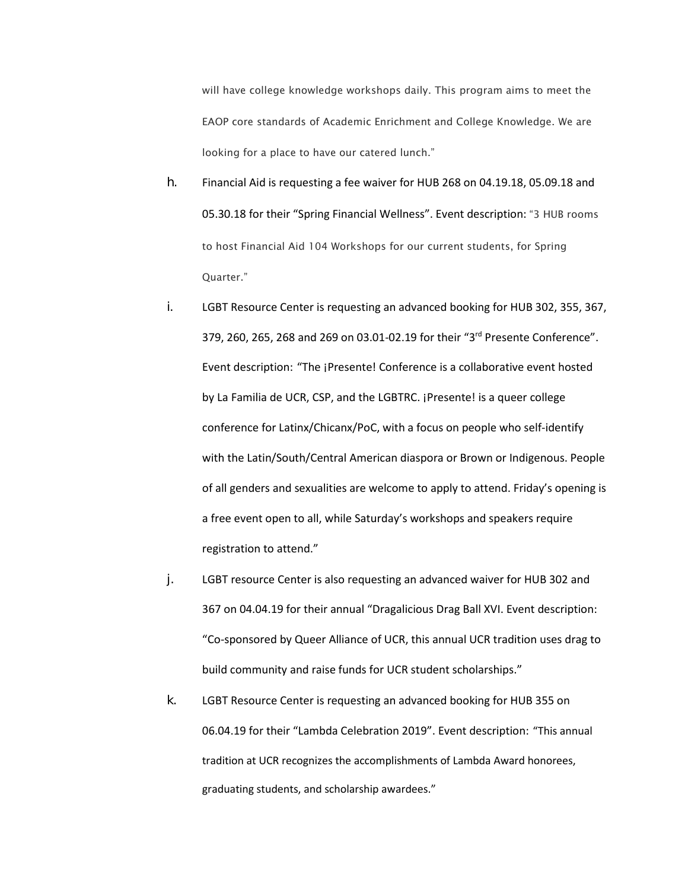will have college knowledge workshops daily. This program aims to meet the EAOP core standards of Academic Enrichment and College Knowledge. We are looking for a place to have our catered lunch."

h. Financial Aid is requesting a fee waiver for HUB 268 on 04.19.18, 05.09.18 and 05.30.18 for their "Spring Financial Wellness". Event description: "3 HUB rooms to host Financial Aid 104 Workshops for our current students, for Spring Quarter."

i. LGBT Resource Center is requesting an advanced booking for HUB 302, 355, 367, 379, 260, 265, 268 and 269 on 03.01-02.19 for their "3rd Presente Conference". Event description: "The ¡Presente! Conference is a collaborative event hosted by La Familia de UCR, CSP, and the LGBTRC. ¡Presente! is a queer college conference for Latinx/Chicanx/PoC, with a focus on people who self-identify with the Latin/South/Central American diaspora or Brown or Indigenous. People of all genders and sexualities are welcome to apply to attend. Friday's opening is a free event open to all, while Saturday's workshops and speakers require registration to attend."

j. LGBT resource Center is also requesting an advanced waiver for HUB 302 and 367 on 04.04.19 for their annual "Dragalicious Drag Ball XVI. Event description: "Co-sponsored by Queer Alliance of UCR, this annual UCR tradition uses drag to build community and raise funds for UCR student scholarships."

k. LGBT Resource Center is requesting an advanced booking for HUB 355 on 06.04.19 for their "Lambda Celebration 2019". Event description: "This annual tradition at UCR recognizes the accomplishments of Lambda Award honorees, graduating students, and scholarship awardees."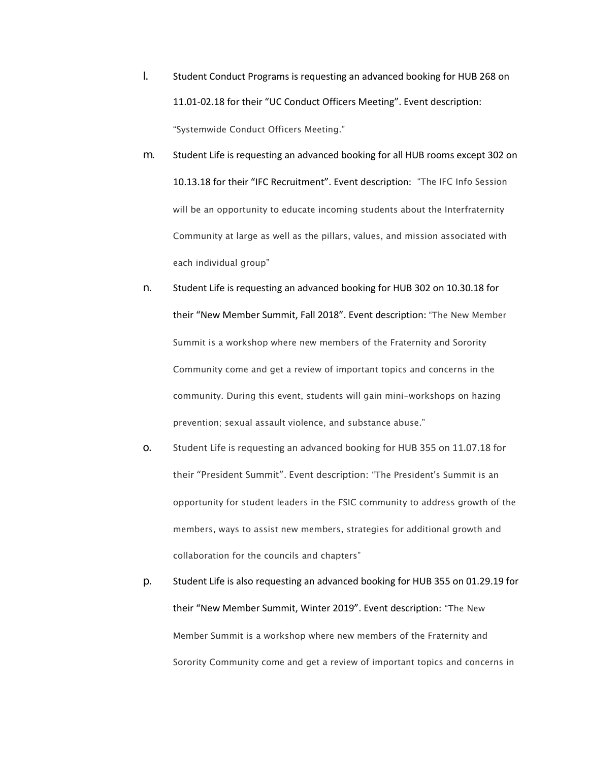l. Student Conduct Programs is requesting an advanced booking for HUB 268 on 11.01-02.18 for their “UC Conduct Officers Meeting”. Event description: “Systemwide Conduct Officers Meeting.”

m. Student Life is requesting an advanced booking for all HUB rooms except 302 on 10.13.18 for their “IFC Recruitment”. Event description: “The IFC Info Session will be an opportunity to educate incoming students about the Interfraternity Community at large as well as the pillars, values, and mission associated with each individual group”

n. Student Life is requesting an advanced booking for HUB 302 on 10.30.18 for their “New Member Summit, Fall 2018”. Event description: “The New Member Summit is a workshop where new members of the Fraternity and Sorority Community come and get a review of important topics and concerns in the community. During this event, students will gain mini-workshops on hazing prevention; sexual assault violence, and substance abuse.”

o. Student Life is requesting an advanced booking for HUB 355 on 11.07.18 for their “President Summit”. Event description: “The President's Summit is an opportunity for student leaders in the FSIC community to address growth of the members, ways to assist new members, strategies for additional growth and collaboration for the councils and chapters”

p. Student Life is also requesting an advanced booking for HUB 355 on 01.29.19 for their “New Member Summit, Winter 2019”. Event description: “The New Member Summit is a workshop where new members of the Fraternity and Sorority Community come and get a review of important topics and concerns in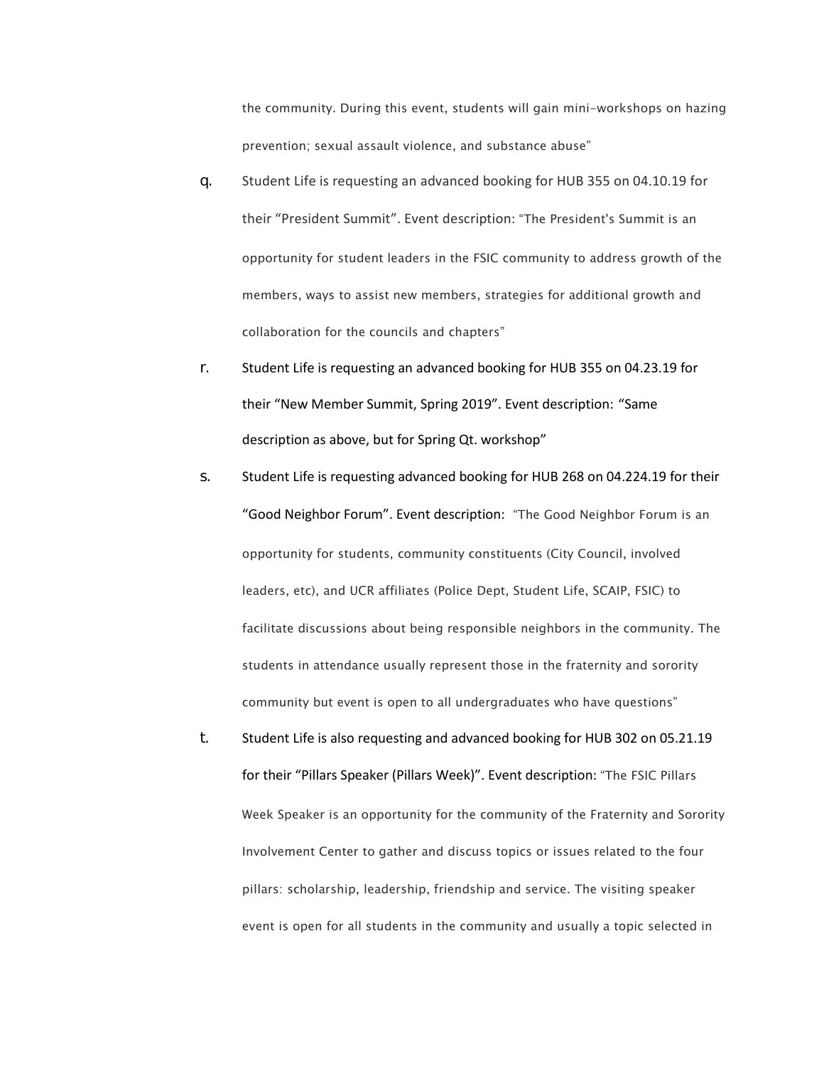the community. During this event, students will gain mini-workshops on hazing prevention; sexual assault violence, and substance abuse"

q. Student Life is requesting an advanced booking for HUB 355 on 04.10.19 for their "President Summit". Event description: "The President's Summit is an opportunity for student leaders in the FSIC community to address growth of the members, ways to assist new members, strategies for additional growth and collaboration for the councils and chapters"

r. Student Life is requesting an advanced booking for HUB 355 on 04.23.19 for their "New Member Summit, Spring 2019". Event description: "Same description as above, but for Spring Qt. workshop"

s. Student Life is requesting advanced booking for HUB 268 on 04.224.19 for their "Good Neighbor Forum". Event description: "The Good Neighbor Forum is an opportunity for students, community constituents (City Council, involved leaders, etc), and UCR affiliates (Police Dept, Student Life, SCAIP, FSIC) to facilitate discussions about being responsible neighbors in the community. The students in attendance usually represent those in the fraternity and sorority community but event is open to all undergraduates who have questions"

t. Student Life is also requesting and advanced booking for HUB 302 on 05.21.19 for their "Pillars Speaker (Pillars Week)". Event description: "The FSIC Pillars Week Speaker is an opportunity for the community of the Fraternity and Sorority Involvement Center to gather and discuss topics or issues related to the four pillars: scholarship, leadership, friendship and service. The visiting speaker event is open for all students in the community and usually a topic selected in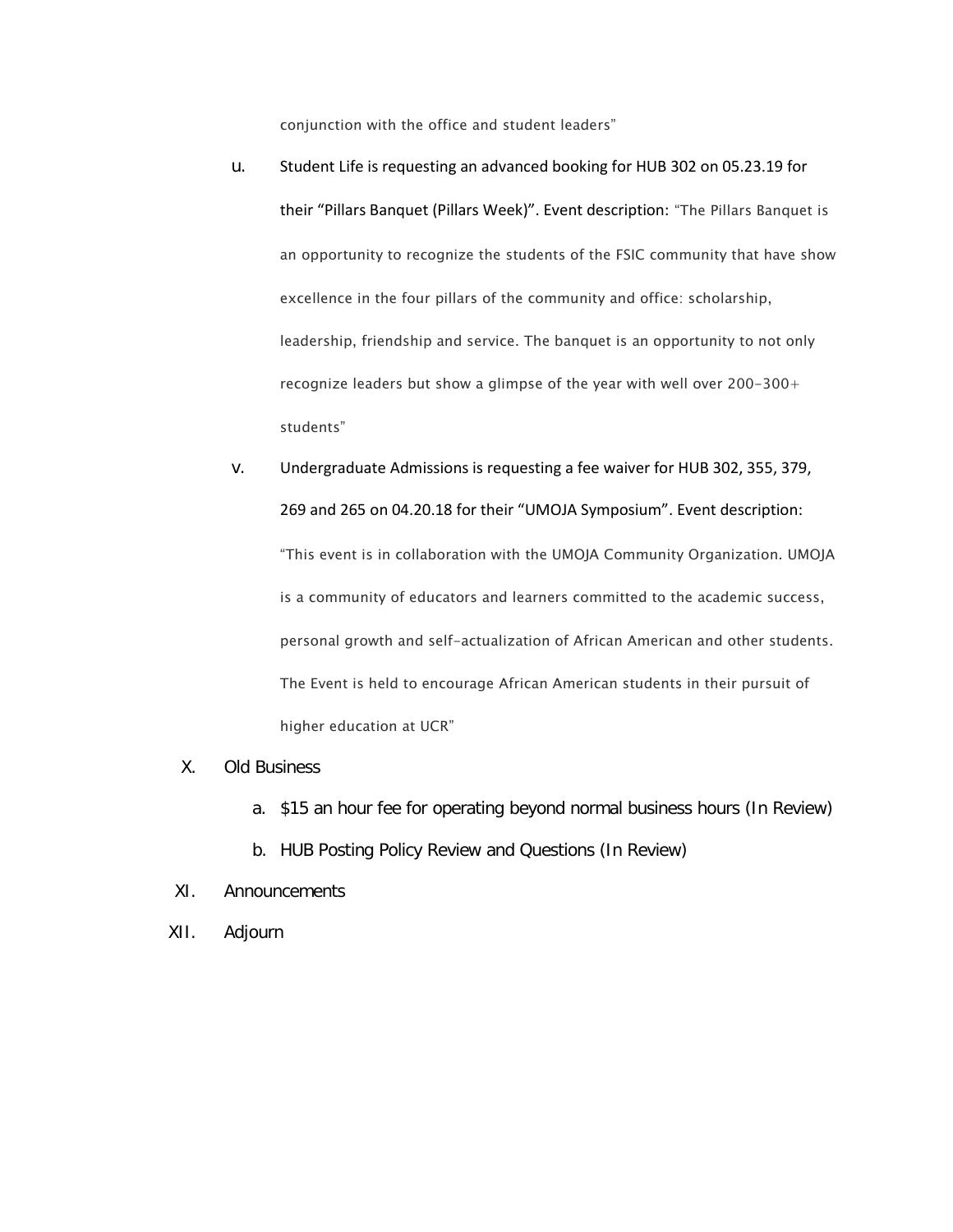conjunction with the office and student leaders"

u. Student Life is requesting an advanced booking for HUB 302 on 05.23.19 for their "Pillars Banquet (Pillars Week)". Event description: "The Pillars Banquet is an opportunity to recognize the students of the FSIC community that have show excellence in the four pillars of the community and office: scholarship, leadership, friendship and service. The banquet is an opportunity to not only recognize leaders but show a glimpse of the year with well over 200-300+ students"

v. Undergraduate Admissions is requesting a fee waiver for HUB 302, 355, 379, 269 and 265 on 04.20.18 for their "UMOJA Symposium". Event description: "This event is in collaboration with the UMOJA Community Organization. UMOJA is a community of educators and learners committed to the academic success, personal growth and self-actualization of African American and other students. The Event is held to encourage African American students in their pursuit of higher education at UCR"

X. Old Business

a. $15 an hour fee for operating beyond normal business hours (In Review)

b. HUB Posting Policy Review and Questions (In Review)

XI. Announcements

XII. Adjourn